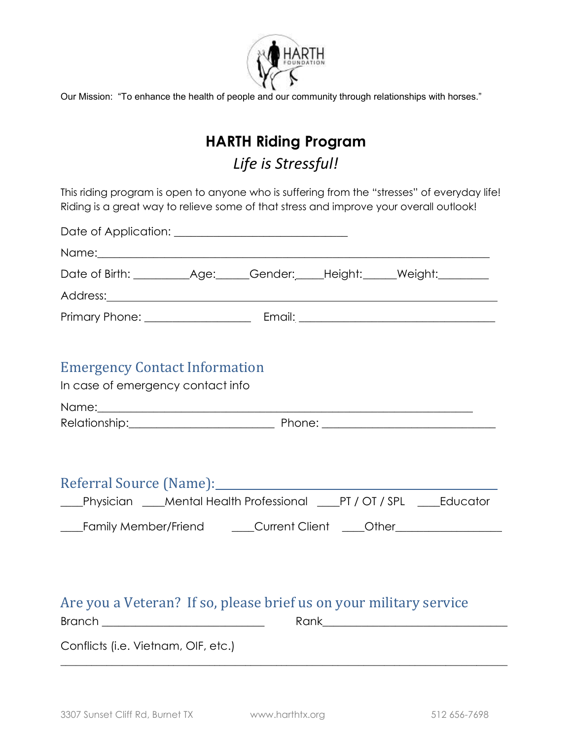Our Mission: "To enhance the health of people and our community through relationships with horses."

# HARTH Riding Program

*Life is Stressful!*

This riding program is open to anyone who is suffering from the "stresses" of everyday life! Riding is a great way to relieve some of that stress and improve your overall outlook!

Date of Application: ______________________________

Name:____________________________________________________________________

Date of Birth: __________Age:______Gender:_____Height:______Weight:_________

Address:__________________________________________________________________

Primary Phone: __________________ Email: __________________________________

## Emergency Contact Information

In case of emergency contact info

Name:_________________________________________________________________

Relationship:_________________________ Phone: _____________________________

## Referral Source (Name):_________________________________________

____Physician ____Mental Health Professional ____PT / OT / SPL ____Educator

____Family Member/Friend ____Current Client ____Other__________________

## Are you a Veteran? If so, please brief us on your military service

Branch ____________________________ Rank________________________________

Conflicts (i.e. Vietnam, OIF, etc.)

_____________________________________________________________________________

3307 Sunset Cliff Rd, Burnet TX www.harthtx.org 512 656-7698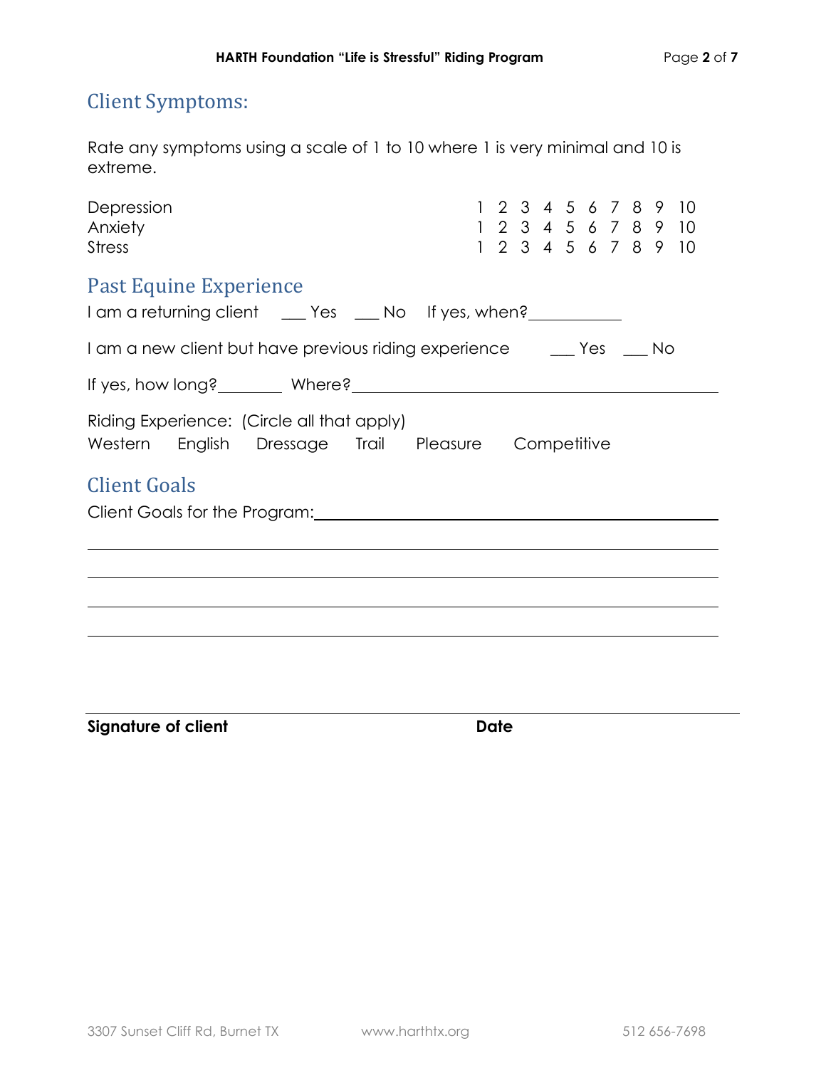## Client Symptoms:

Rate any symptoms using a scale of 1 to 10 where 1 is very minimal and 10 is extreme.

| | |
|---|---|
| Depression | 1 2 3 4 5 6 7 8 9 10 |
| Anxiety | 1 2 3 4 5 6 7 8 9 10 |
| Stress | 1 2 3 4 5 6 7 8 9 10 |

## Past Equine Experience

I am a returning client ___ Yes ___ No If yes, when?___________

I am a new client but have previous riding experience ___ Yes ___ No

If yes, how long?________ Where?____________________________________________

Riding Experience: (Circle all that apply)

Western English Dressage Trail Pleasure Competitive

## Client Goals

Client Goals for the Program:_______________________________________________

_______________________________________________________________________

_______________________________________________________________________

_______________________________________________________________________

_______________________________________________________________________

_______________________________________________________________________

**Signature of client** **Date**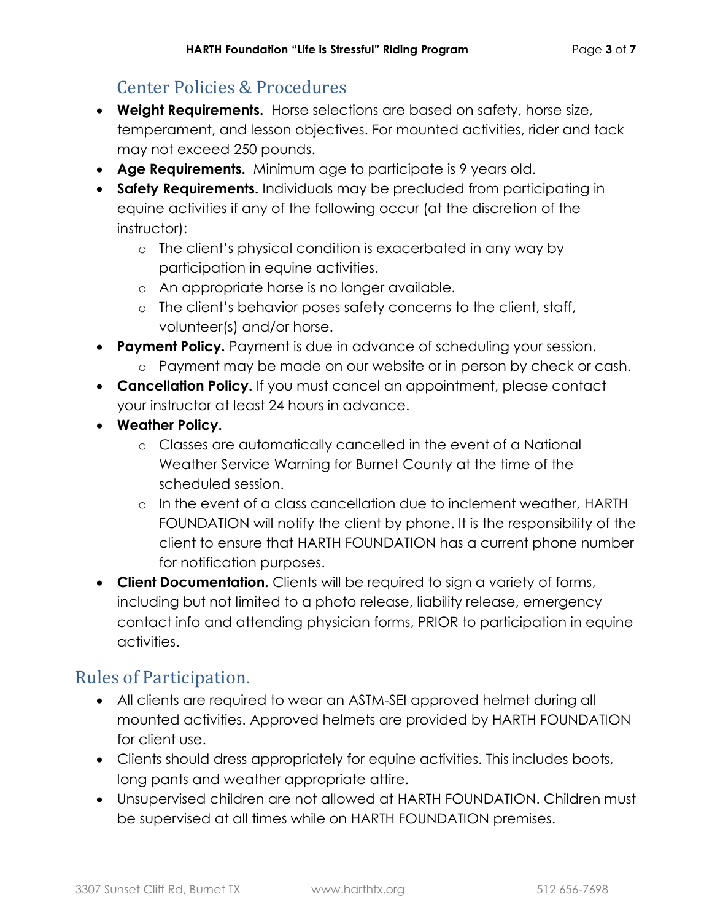## Center Policies & Procedures

- **Weight Requirements.** Horse selections are based on safety, horse size, temperament, and lesson objectives. For mounted activities, rider and tack may not exceed 250 pounds.
- **Age Requirements.** Minimum age to participate is 9 years old.
- **Safety Requirements.** Individuals may be precluded from participating in equine activities if any of the following occur (at the discretion of the instructor):
  - The client's physical condition is exacerbated in any way by participation in equine activities.
  - An appropriate horse is no longer available.
  - The client's behavior poses safety concerns to the client, staff, volunteer(s) and/or horse.
- **Payment Policy.** Payment is due in advance of scheduling your session.
  - Payment may be made on our website or in person by check or cash.
- **Cancellation Policy.** If you must cancel an appointment, please contact your instructor at least 24 hours in advance.
- **Weather Policy.**
  - Classes are automatically cancelled in the event of a National Weather Service Warning for Burnet County at the time of the scheduled session.
  - In the event of a class cancellation due to inclement weather, HARTH FOUNDATION will notify the client by phone. It is the responsibility of the client to ensure that HARTH FOUNDATION has a current phone number for notification purposes.
- **Client Documentation.** Clients will be required to sign a variety of forms, including but not limited to a photo release, liability release, emergency contact info and attending physician forms, PRIOR to participation in equine activities.

## Rules of Participation.

- All clients are required to wear an ASTM-SEI approved helmet during all mounted activities. Approved helmets are provided by HARTH FOUNDATION for client use.
- Clients should dress appropriately for equine activities. This includes boots, long pants and weather appropriate attire.
- Unsupervised children are not allowed at HARTH FOUNDATION. Children must be supervised at all times while on HARTH FOUNDATION premises.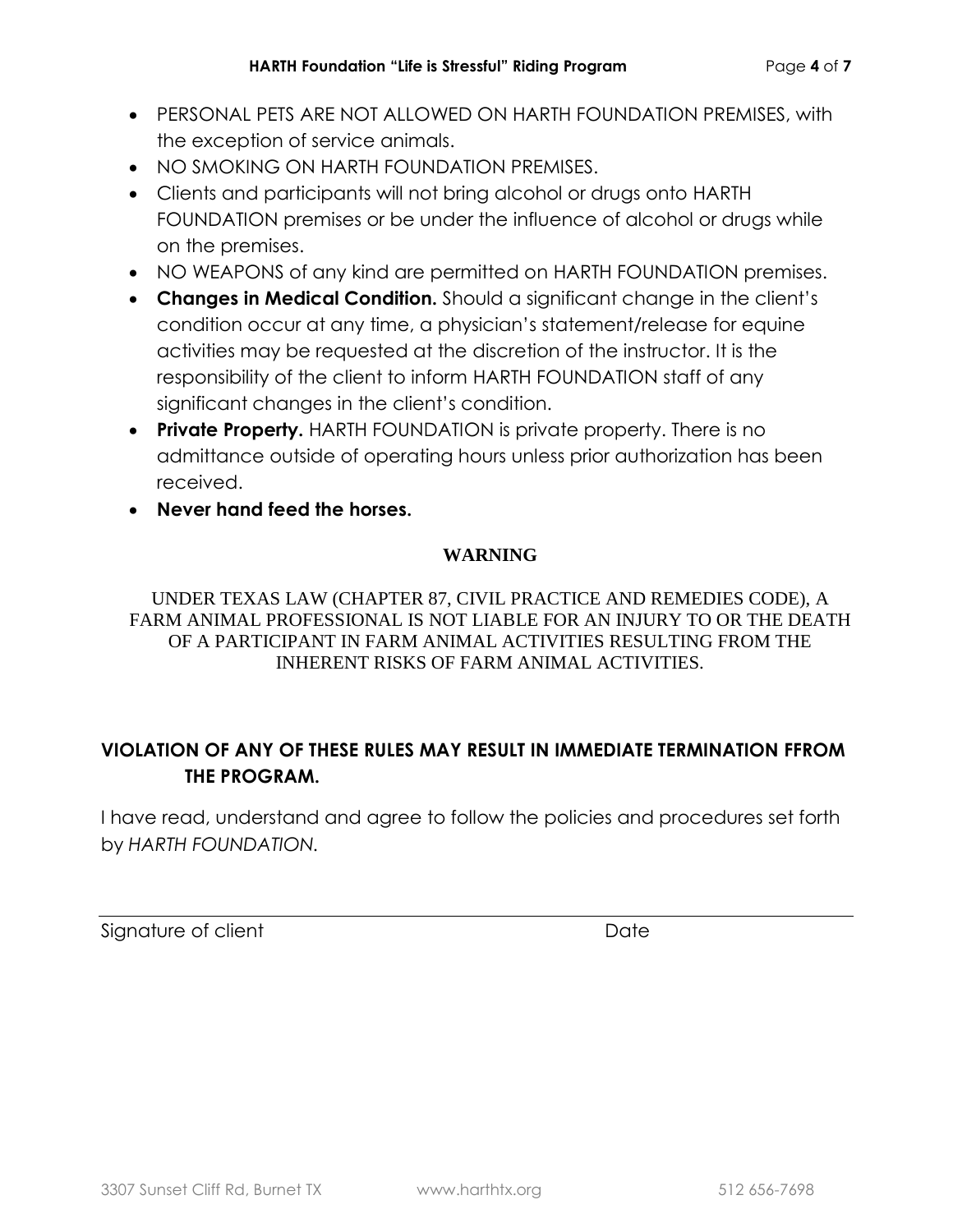- PERSONAL PETS ARE NOT ALLOWED ON HARTH FOUNDATION PREMISES, with the exception of service animals.
- NO SMOKING ON HARTH FOUNDATION PREMISES.
- Clients and participants will not bring alcohol or drugs onto HARTH FOUNDATION premises or be under the influence of alcohol or drugs while on the premises.
- NO WEAPONS of any kind are permitted on HARTH FOUNDATION premises.
- **Changes in Medical Condition.** Should a significant change in the client's condition occur at any time, a physician's statement/release for equine activities may be requested at the discretion of the instructor. It is the responsibility of the client to inform HARTH FOUNDATION staff of any significant changes in the client's condition.
- **Private Property.** HARTH FOUNDATION is private property. There is no admittance outside of operating hours unless prior authorization has been received.
- **Never hand feed the horses.**

**WARNING**

UNDER TEXAS LAW (CHAPTER 87, CIVIL PRACTICE AND REMEDIES CODE), A FARM ANIMAL PROFESSIONAL IS NOT LIABLE FOR AN INJURY TO OR THE DEATH OF A PARTICIPANT IN FARM ANIMAL ACTIVITIES RESULTING FROM THE INHERENT RISKS OF FARM ANIMAL ACTIVITIES.

**VIOLATION OF ANY OF THESE RULES MAY RESULT IN IMMEDIATE TERMINATION FFROM THE PROGRAM.**

I have read, understand and agree to follow the policies and procedures set forth by *HARTH FOUNDATION.*

Signature of client Date

3307 Sunset Cliff Rd, Burnet TX www.harthtx.org 512 656-7698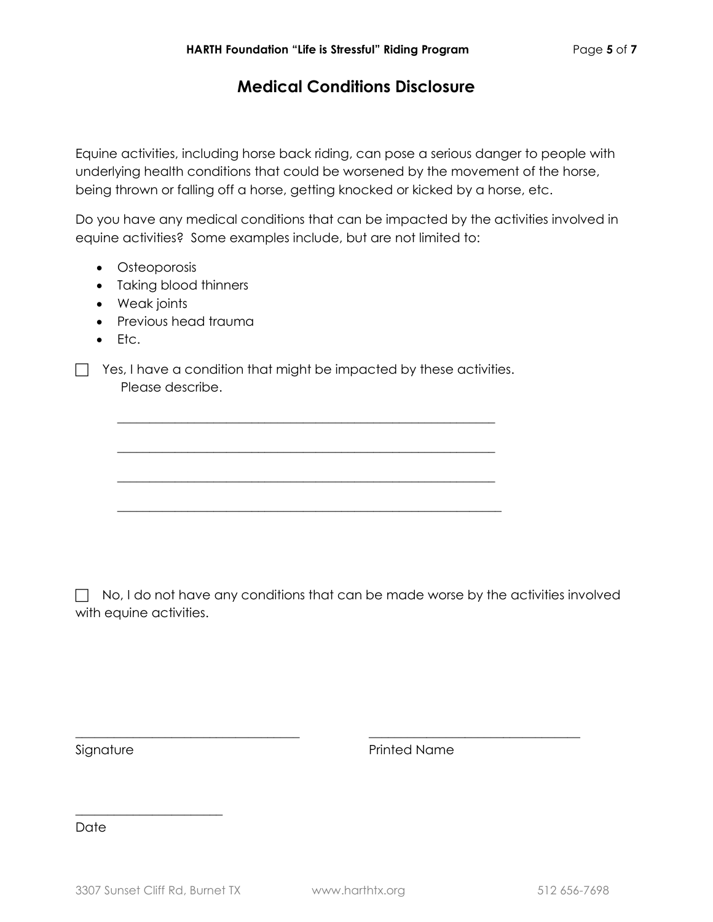# Medical Conditions Disclosure

Equine activities, including horse back riding, can pose a serious danger to people with underlying health conditions that could be worsened by the movement of the horse, being thrown or falling off a horse, getting knocked or kicked by a horse, etc.

Do you have any medical conditions that can be impacted by the activities involved in equine activities? Some examples include, but are not limited to:

- Osteoporosis
- Taking blood thinners
- Weak joints
- Previous head trauma
- Etc.

☐ Yes, I have a condition that might be impacted by these activities.
Please describe.

______________________________________________________________

______________________________________________________________

______________________________________________________________

______________________________________________________________

☐ No, I do not have any conditions that can be made worse by the activities involved with equine activities.

____________________________________ ____________________________________

Signature Printed Name

________________________

Date

3307 Sunset Cliff Rd, Burnet TX www.harthtx.org 512 656-7698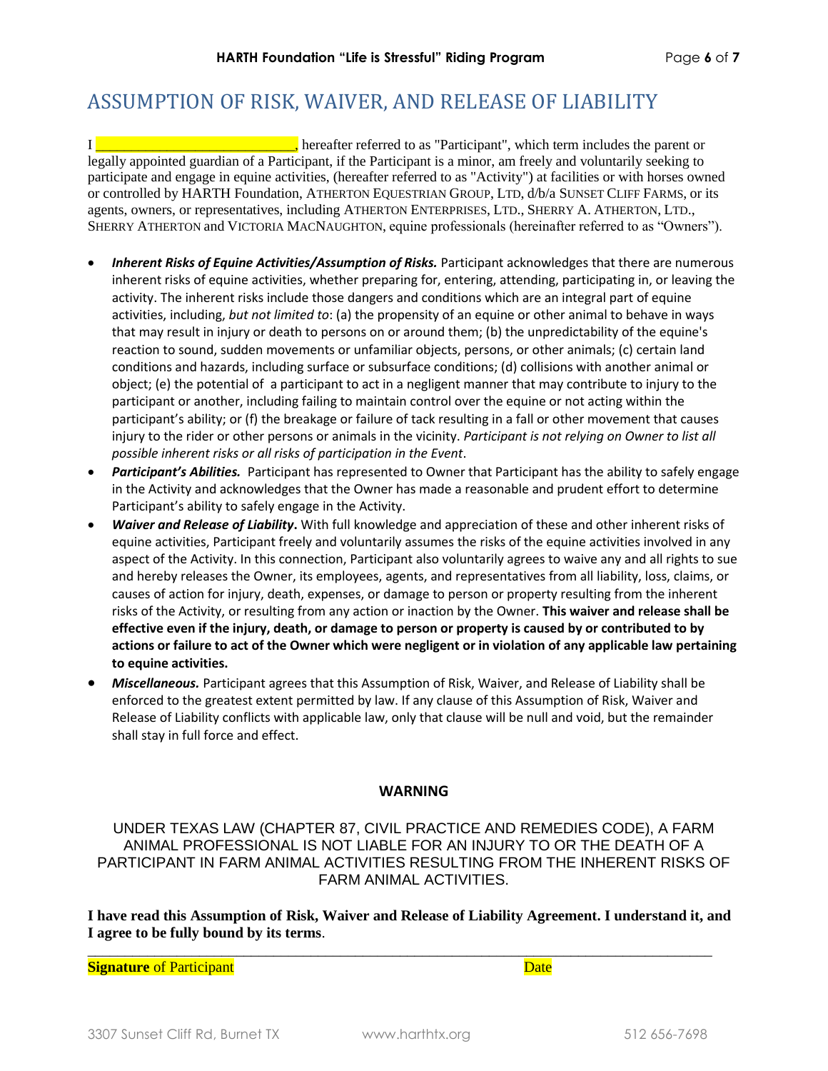# ASSUMPTION OF RISK, WAIVER, AND RELEASE OF LIABILITY

I ____________________________, hereafter referred to as "Participant", which term includes the parent or legally appointed guardian of a Participant, if the Participant is a minor, am freely and voluntarily seeking to participate and engage in equine activities, (hereafter referred to as "Activity") at facilities or with horses owned or controlled by HARTH Foundation, ATHERTON EQUESTRIAN GROUP, LTD, d/b/a SUNSET CLIFF FARMS, or its agents, owners, or representatives, including ATHERTON ENTERPRISES, LTD., SHERRY A. ATHERTON, LTD., SHERRY ATHERTON and VICTORIA MACNAUGHTON, equine professionals (hereinafter referred to as "Owners").

- ***Inherent Risks of Equine Activities/Assumption of Risks.*** Participant acknowledges that there are numerous inherent risks of equine activities, whether preparing for, entering, attending, participating in, or leaving the activity. The inherent risks include those dangers and conditions which are an integral part of equine activities, including, *but not limited to*: (a) the propensity of an equine or other animal to behave in ways that may result in injury or death to persons on or around them; (b) the unpredictability of the equine's reaction to sound, sudden movements or unfamiliar objects, persons, or other animals; (c) certain land conditions and hazards, including surface or subsurface conditions; (d) collisions with another animal or object; (e) the potential of a participant to act in a negligent manner that may contribute to injury to the participant or another, including failing to maintain control over the equine or not acting within the participant's ability; or (f) the breakage or failure of tack resulting in a fall or other movement that causes injury to the rider or other persons or animals in the vicinity. *Participant is not relying on Owner to list all possible inherent risks or all risks of participation in the Event*.
- ***Participant's Abilities.*** Participant has represented to Owner that Participant has the ability to safely engage in the Activity and acknowledges that the Owner has made a reasonable and prudent effort to determine Participant's ability to safely engage in the Activity.
- ***Waiver and Release of Liability*.** With full knowledge and appreciation of these and other inherent risks of equine activities, Participant freely and voluntarily assumes the risks of the equine activities involved in any aspect of the Activity. In this connection, Participant also voluntarily agrees to waive any and all rights to sue and hereby releases the Owner, its employees, agents, and representatives from all liability, loss, claims, or causes of action for injury, death, expenses, or damage to person or property resulting from the inherent risks of the Activity, or resulting from any action or inaction by the Owner. **This waiver and release shall be effective even if the injury, death, or damage to person or property is caused by or contributed to by actions or failure to act of the Owner which were negligent or in violation of any applicable law pertaining to equine activities.**
- ***Miscellaneous.*** Participant agrees that this Assumption of Risk, Waiver, and Release of Liability shall be enforced to the greatest extent permitted by law. If any clause of this Assumption of Risk, Waiver and Release of Liability conflicts with applicable law, only that clause will be null and void, but the remainder shall stay in full force and effect.

**WARNING**

UNDER TEXAS LAW (CHAPTER 87, CIVIL PRACTICE AND REMEDIES CODE), A FARM ANIMAL PROFESSIONAL IS NOT LIABLE FOR AN INJURY TO OR THE DEATH OF A PARTICIPANT IN FARM ANIMAL ACTIVITIES RESULTING FROM THE INHERENT RISKS OF FARM ANIMAL ACTIVITIES.

**I have read this Assumption of Risk, Waiver and Release of Liability Agreement. I understand it, and I agree to be fully bound by its terms**.

_______________________________________________________________________________

**Signature** of Participant　　　　　　　　　　　　　　　　　　Date

3307 Sunset Cliff Rd, Burnet TX　　　www.harthtx.org　　　512 656-7698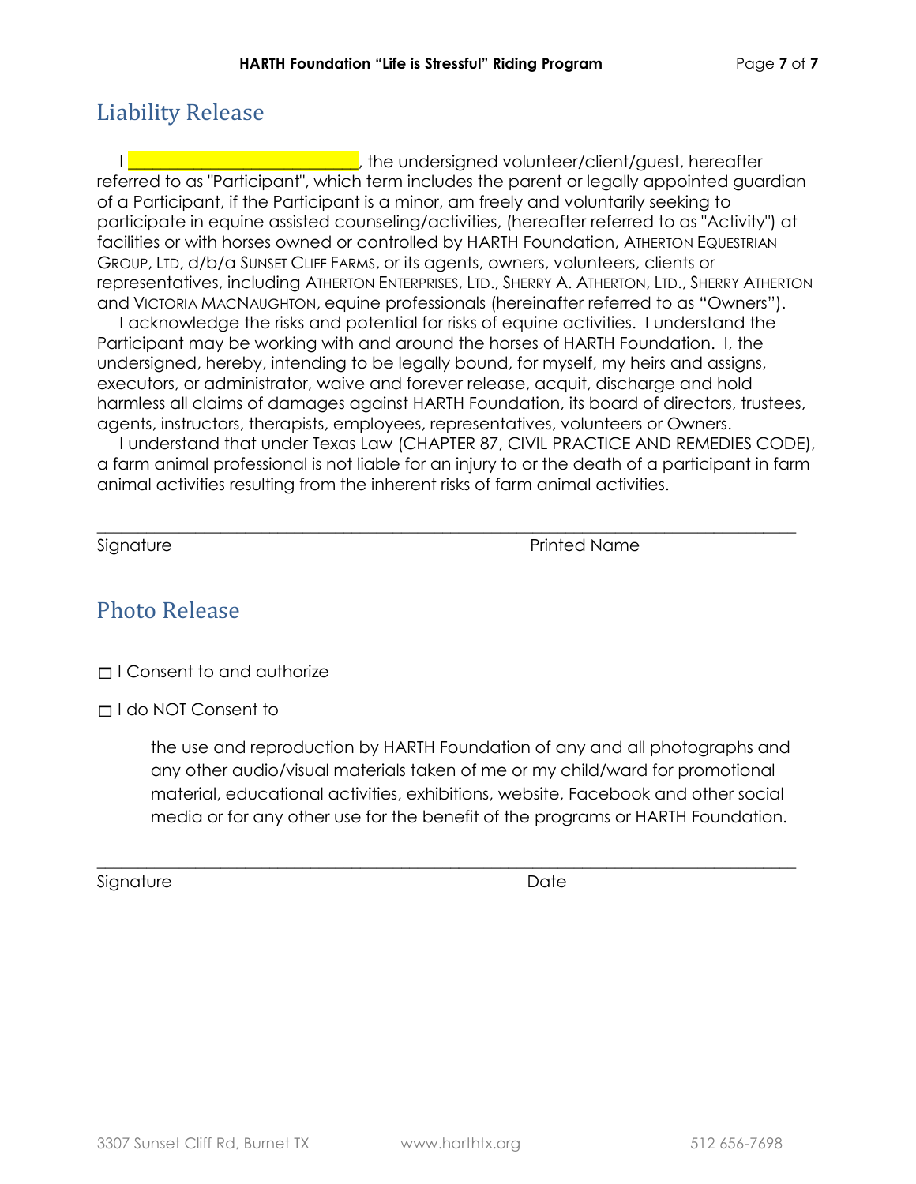## Liability Release

I ___________________________, the undersigned volunteer/client/guest, hereafter referred to as "Participant", which term includes the parent or legally appointed guardian of a Participant, if the Participant is a minor, am freely and voluntarily seeking to participate in equine assisted counseling/activities, (hereafter referred to as "Activity") at facilities or with horses owned or controlled by HARTH Foundation, ATHERTON EQUESTRIAN GROUP, LTD, d/b/a SUNSET CLIFF FARMS, or its agents, owners, volunteers, clients or representatives, including ATHERTON ENTERPRISES, LTD., SHERRY A. ATHERTON, LTD., SHERRY ATHERTON and VICTORIA MACNAUGHTON, equine professionals (hereinafter referred to as "Owners").

I acknowledge the risks and potential for risks of equine activities. I understand the Participant may be working with and around the horses of HARTH Foundation. I, the undersigned, hereby, intending to be legally bound, for myself, my heirs and assigns, executors, or administrator, waive and forever release, acquit, discharge and hold harmless all claims of damages against HARTH Foundation, its board of directors, trustees, agents, instructors, therapists, employees, representatives, volunteers or Owners.

I understand that under Texas Law (CHAPTER 87, CIVIL PRACTICE AND REMEDIES CODE), a farm animal professional is not liable for an injury to or the death of a participant in farm animal activities resulting from the inherent risks of farm animal activities.

_____________________________________________________________________________

Signature                                        Printed Name

## Photo Release

☐ I Consent to and authorize

☐ I do NOT Consent to

the use and reproduction by HARTH Foundation of any and all photographs and any other audio/visual materials taken of me or my child/ward for promotional material, educational activities, exhibitions, website, Facebook and other social media or for any other use for the benefit of the programs or HARTH Foundation.

_____________________________________________________________________________

Signature                                        Date

3307 Sunset Cliff Rd, Burnet TX    www.harthtx.org    512 656-7698